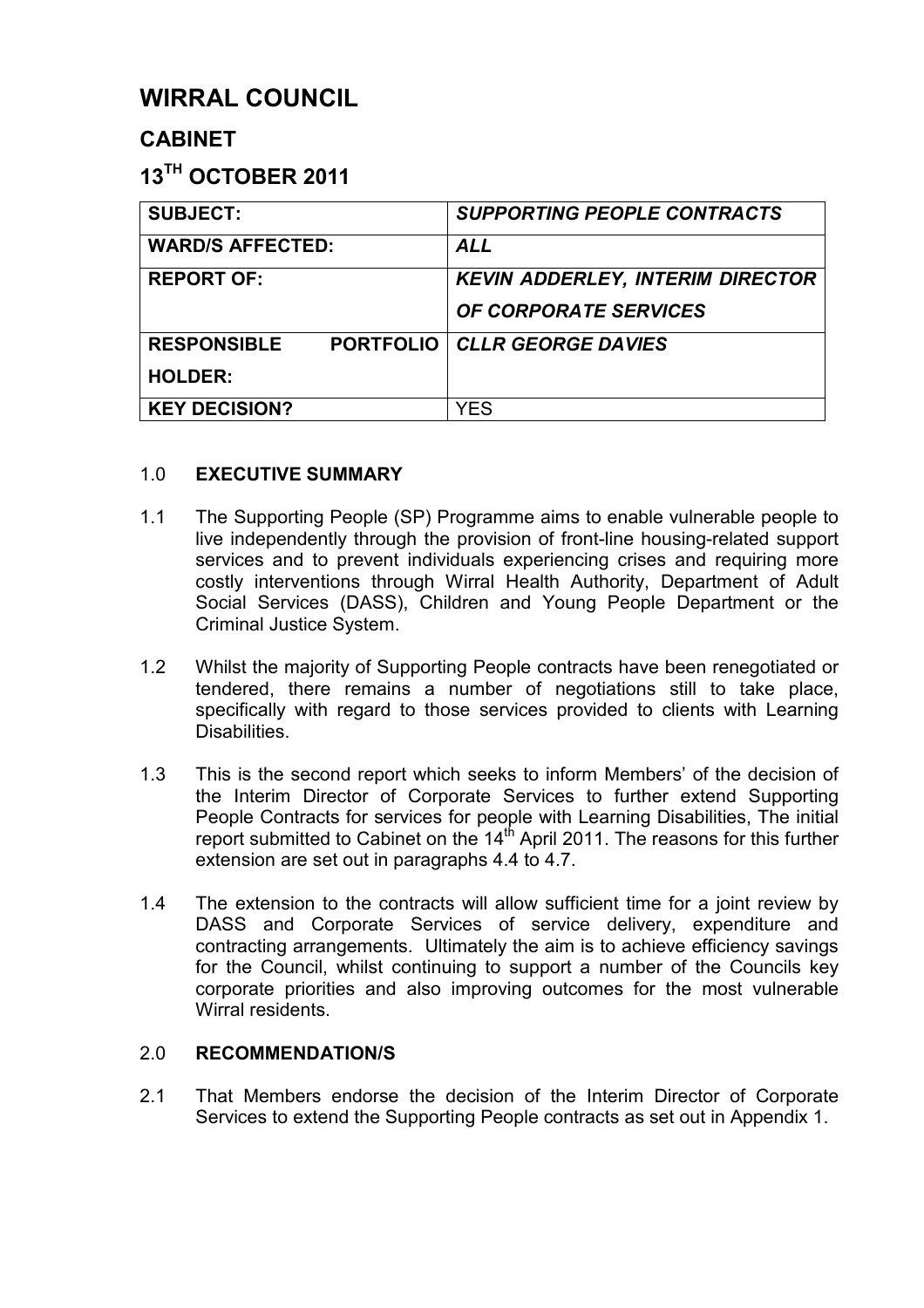# WIRRAL COUNCIL

## CABINET

## 13TH OCTOBER 2011

| SUBJECT: | *SUPPORTING PEOPLE CONTRACTS* |
|---|---|
| **WARD/S AFFECTED:** | ***ALL*** |
| **REPORT OF:** | ***KEVIN ADDERLEY, INTERIM DIRECTOR OF CORPORATE SERVICES*** |
| **RESPONSIBLE PORTFOLIO HOLDER:** | ***CLLR GEORGE DAVIES*** |
| **KEY DECISION?** | YES |

1.0 **EXECUTIVE SUMMARY**

1.1 The Supporting People (SP) Programme aims to enable vulnerable people to live independently through the provision of front-line housing-related support services and to prevent individuals experiencing crises and requiring more costly interventions through Wirral Health Authority, Department of Adult Social Services (DASS), Children and Young People Department or the Criminal Justice System.

1.2 Whilst the majority of Supporting People contracts have been renegotiated or tendered, there remains a number of negotiations still to take place, specifically with regard to those services provided to clients with Learning Disabilities.

1.3 This is the second report which seeks to inform Members' of the decision of the Interim Director of Corporate Services to further extend Supporting People Contracts for services for people with Learning Disabilities, The initial report submitted to Cabinet on the 14th April 2011. The reasons for this further extension are set out in paragraphs 4.4 to 4.7.

1.4 The extension to the contracts will allow sufficient time for a joint review by DASS and Corporate Services of service delivery, expenditure and contracting arrangements. Ultimately the aim is to achieve efficiency savings for the Council, whilst continuing to support a number of the Councils key corporate priorities and also improving outcomes for the most vulnerable Wirral residents.

2.0 **RECOMMENDATION/S**

2.1 That Members endorse the decision of the Interim Director of Corporate Services to extend the Supporting People contracts as set out in Appendix 1.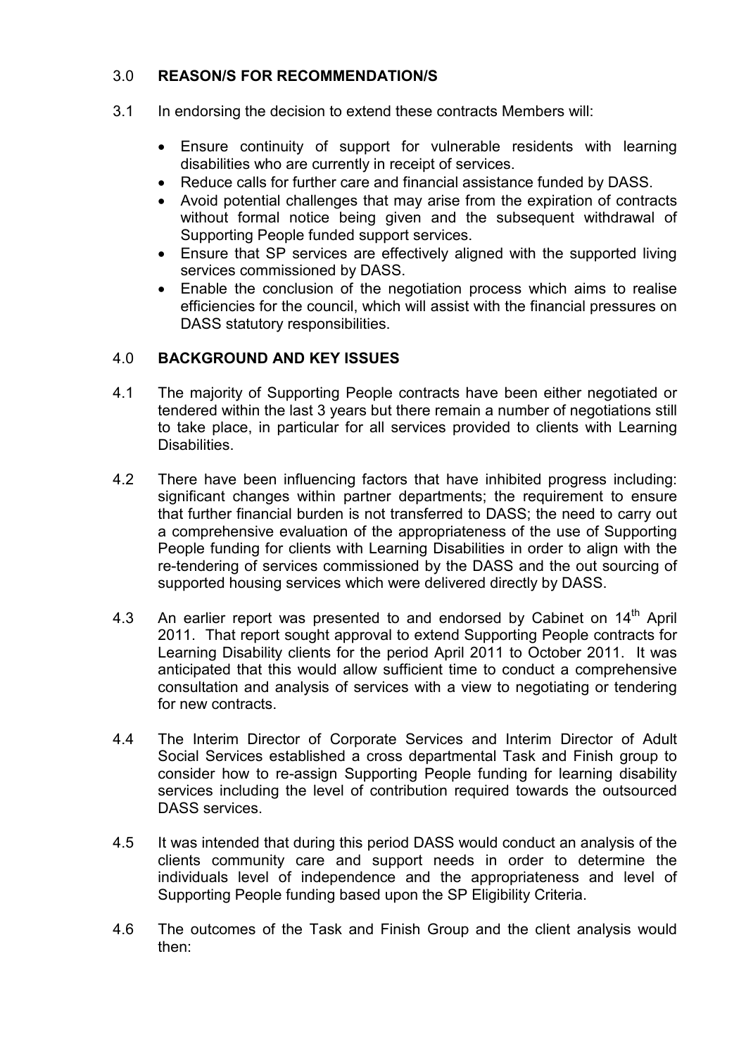## 3.0 REASON/S FOR RECOMMENDATION/S

3.1 In endorsing the decision to extend these contracts Members will:

- Ensure continuity of support for vulnerable residents with learning disabilities who are currently in receipt of services.
- Reduce calls for further care and financial assistance funded by DASS.
- Avoid potential challenges that may arise from the expiration of contracts without formal notice being given and the subsequent withdrawal of Supporting People funded support services.
- Ensure that SP services are effectively aligned with the supported living services commissioned by DASS.
- Enable the conclusion of the negotiation process which aims to realise efficiencies for the council, which will assist with the financial pressures on DASS statutory responsibilities.

## 4.0 BACKGROUND AND KEY ISSUES

4.1 The majority of Supporting People contracts have been either negotiated or tendered within the last 3 years but there remain a number of negotiations still to take place, in particular for all services provided to clients with Learning Disabilities.

4.2 There have been influencing factors that have inhibited progress including: significant changes within partner departments; the requirement to ensure that further financial burden is not transferred to DASS; the need to carry out a comprehensive evaluation of the appropriateness of the use of Supporting People funding for clients with Learning Disabilities in order to align with the re-tendering of services commissioned by the DASS and the out sourcing of supported housing services which were delivered directly by DASS.

4.3 An earlier report was presented to and endorsed by Cabinet on 14th April 2011. That report sought approval to extend Supporting People contracts for Learning Disability clients for the period April 2011 to October 2011. It was anticipated that this would allow sufficient time to conduct a comprehensive consultation and analysis of services with a view to negotiating or tendering for new contracts.

4.4 The Interim Director of Corporate Services and Interim Director of Adult Social Services established a cross departmental Task and Finish group to consider how to re-assign Supporting People funding for learning disability services including the level of contribution required towards the outsourced DASS services.

4.5 It was intended that during this period DASS would conduct an analysis of the clients community care and support needs in order to determine the individuals level of independence and the appropriateness and level of Supporting People funding based upon the SP Eligibility Criteria.

4.6 The outcomes of the Task and Finish Group and the client analysis would then: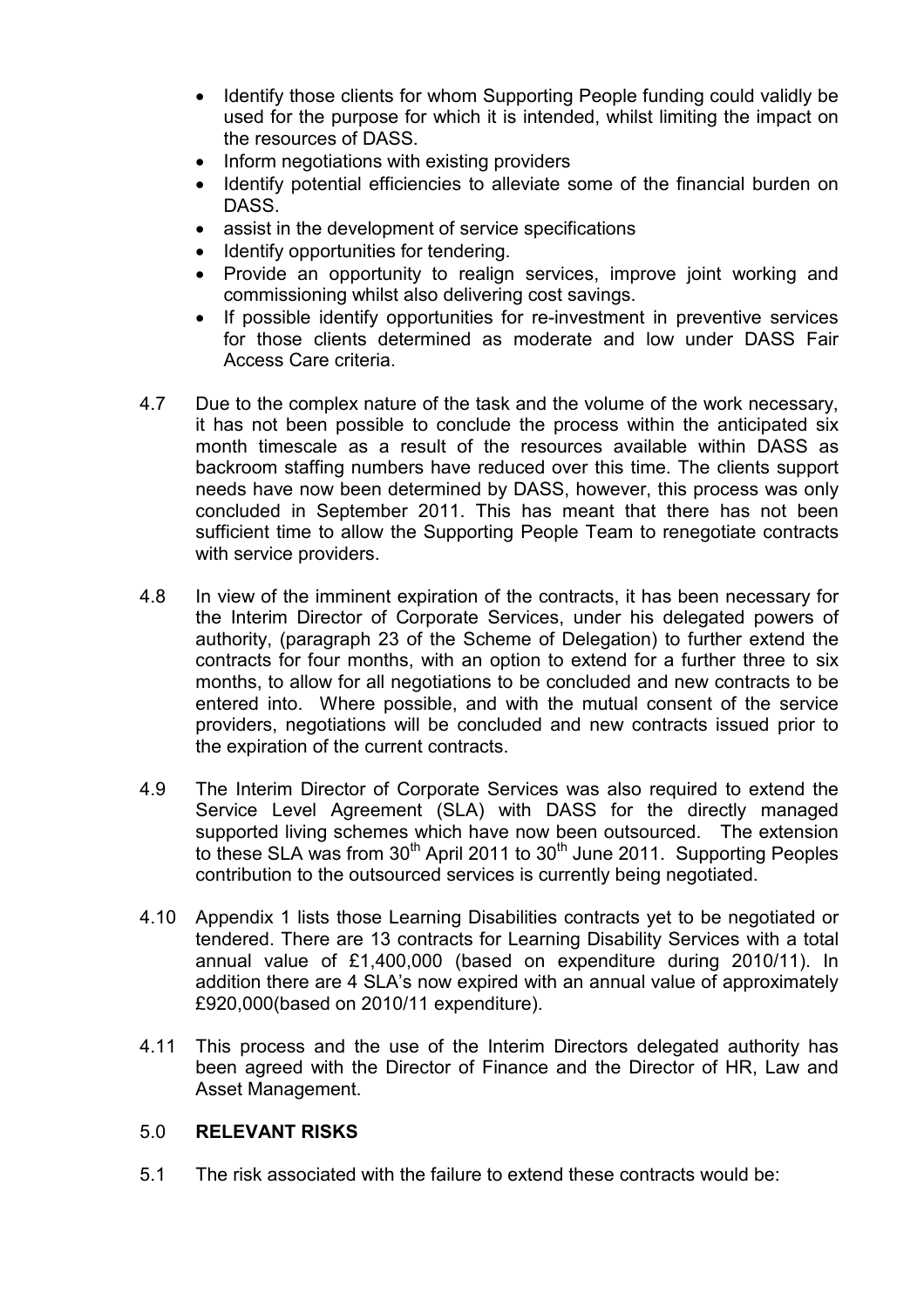- Identify those clients for whom Supporting People funding could validly be used for the purpose for which it is intended, whilst limiting the impact on the resources of DASS.
- Inform negotiations with existing providers
- Identify potential efficiencies to alleviate some of the financial burden on DASS.
- assist in the development of service specifications
- Identify opportunities for tendering.
- Provide an opportunity to realign services, improve joint working and commissioning whilst also delivering cost savings.
- If possible identify opportunities for re-investment in preventive services for those clients determined as moderate and low under DASS Fair Access Care criteria.

4.7 Due to the complex nature of the task and the volume of the work necessary, it has not been possible to conclude the process within the anticipated six month timescale as a result of the resources available within DASS as backroom staffing numbers have reduced over this time. The clients support needs have now been determined by DASS, however, this process was only concluded in September 2011. This has meant that there has not been sufficient time to allow the Supporting People Team to renegotiate contracts with service providers.

4.8 In view of the imminent expiration of the contracts, it has been necessary for the Interim Director of Corporate Services, under his delegated powers of authority, (paragraph 23 of the Scheme of Delegation) to further extend the contracts for four months, with an option to extend for a further three to six months, to allow for all negotiations to be concluded and new contracts to be entered into. Where possible, and with the mutual consent of the service providers, negotiations will be concluded and new contracts issued prior to the expiration of the current contracts.

4.9 The Interim Director of Corporate Services was also required to extend the Service Level Agreement (SLA) with DASS for the directly managed supported living schemes which have now been outsourced. The extension to these SLA was from 30th April 2011 to 30th June 2011. Supporting Peoples contribution to the outsourced services is currently being negotiated.

4.10 Appendix 1 lists those Learning Disabilities contracts yet to be negotiated or tendered. There are 13 contracts for Learning Disability Services with a total annual value of £1,400,000 (based on expenditure during 2010/11). In addition there are 4 SLA's now expired with an annual value of approximately £920,000(based on 2010/11 expenditure).

4.11 This process and the use of the Interim Directors delegated authority has been agreed with the Director of Finance and the Director of HR, Law and Asset Management.

## 5.0 RELEVANT RISKS

5.1 The risk associated with the failure to extend these contracts would be: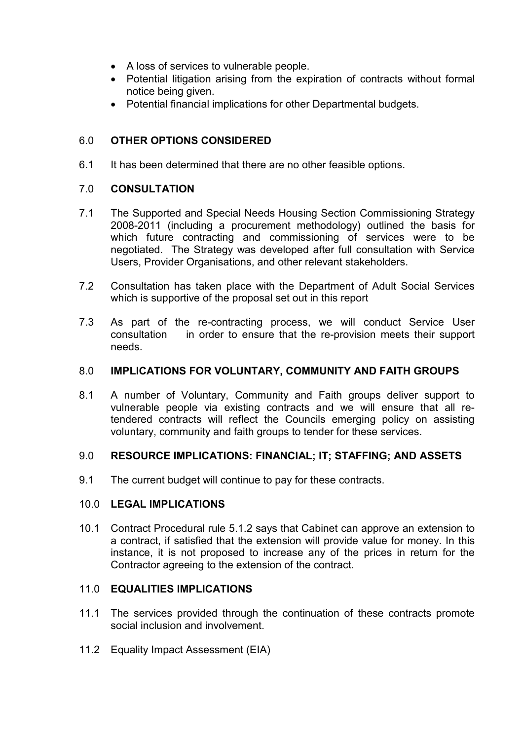- A loss of services to vulnerable people.
- Potential litigation arising from the expiration of contracts without formal notice being given.
- Potential financial implications for other Departmental budgets.

## 6.0 OTHER OPTIONS CONSIDERED

6.1 It has been determined that there are no other feasible options.

## 7.0 CONSULTATION

7.1 The Supported and Special Needs Housing Section Commissioning Strategy 2008-2011 (including a procurement methodology) outlined the basis for which future contracting and commissioning of services were to be negotiated. The Strategy was developed after full consultation with Service Users, Provider Organisations, and other relevant stakeholders.

7.2 Consultation has taken place with the Department of Adult Social Services which is supportive of the proposal set out in this report

7.3 As part of the re-contracting process, we will conduct Service User consultation in order to ensure that the re-provision meets their support needs.

## 8.0 IMPLICATIONS FOR VOLUNTARY, COMMUNITY AND FAITH GROUPS

8.1 A number of Voluntary, Community and Faith groups deliver support to vulnerable people via existing contracts and we will ensure that all re-tendered contracts will reflect the Councils emerging policy on assisting voluntary, community and faith groups to tender for these services.

## 9.0 RESOURCE IMPLICATIONS: FINANCIAL; IT; STAFFING; AND ASSETS

9.1 The current budget will continue to pay for these contracts.

## 10.0 LEGAL IMPLICATIONS

10.1 Contract Procedural rule 5.1.2 says that Cabinet can approve an extension to a contract, if satisfied that the extension will provide value for money. In this instance, it is not proposed to increase any of the prices in return for the Contractor agreeing to the extension of the contract.

## 11.0 EQUALITIES IMPLICATIONS

11.1 The services provided through the continuation of these contracts promote social inclusion and involvement.

11.2 Equality Impact Assessment (EIA)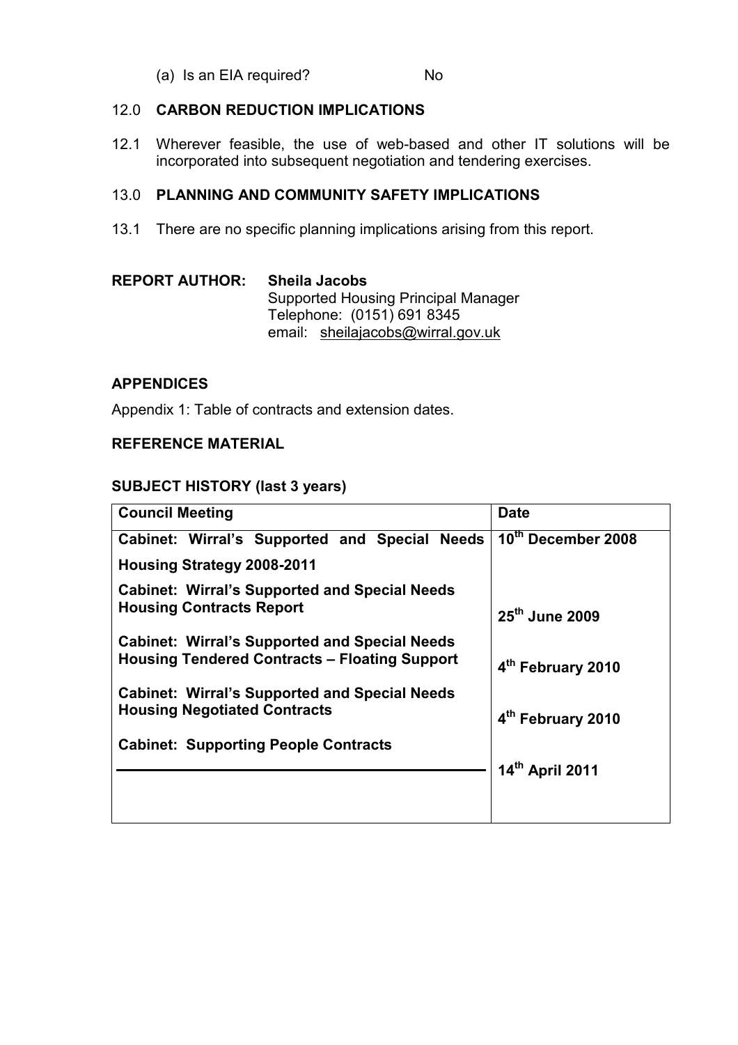(a) Is an EIA required? No

## 12.0 CARBON REDUCTION IMPLICATIONS

12.1 Wherever feasible, the use of web-based and other IT solutions will be incorporated into subsequent negotiation and tendering exercises.

## 13.0 PLANNING AND COMMUNITY SAFETY IMPLICATIONS

13.1 There are no specific planning implications arising from this report.

**REPORT AUTHOR: Sheila Jacobs**
Supported Housing Principal Manager
Telephone: (0151) 691 8345
email: sheilajacobs@wirral.gov.uk

## APPENDICES

Appendix 1: Table of contracts and extension dates.

## REFERENCE MATERIAL

## SUBJECT HISTORY (last 3 years)

| Council Meeting | Date |
|---|---|
| **Cabinet: Wirral's Supported and Special Needs Housing Strategy 2008-2011** | **10th December 2008** |
| **Cabinet: Wirral's Supported and Special Needs Housing Contracts Report** | **25th June 2009** |
| **Cabinet: Wirral's Supported and Special Needs Housing Tendered Contracts – Floating Support** | **4th February 2010** |
| **Cabinet: Wirral's Supported and Special Needs Housing Negotiated Contracts** | **4th February 2010** |
| **Cabinet: Supporting People Contracts** | **14th April 2011** |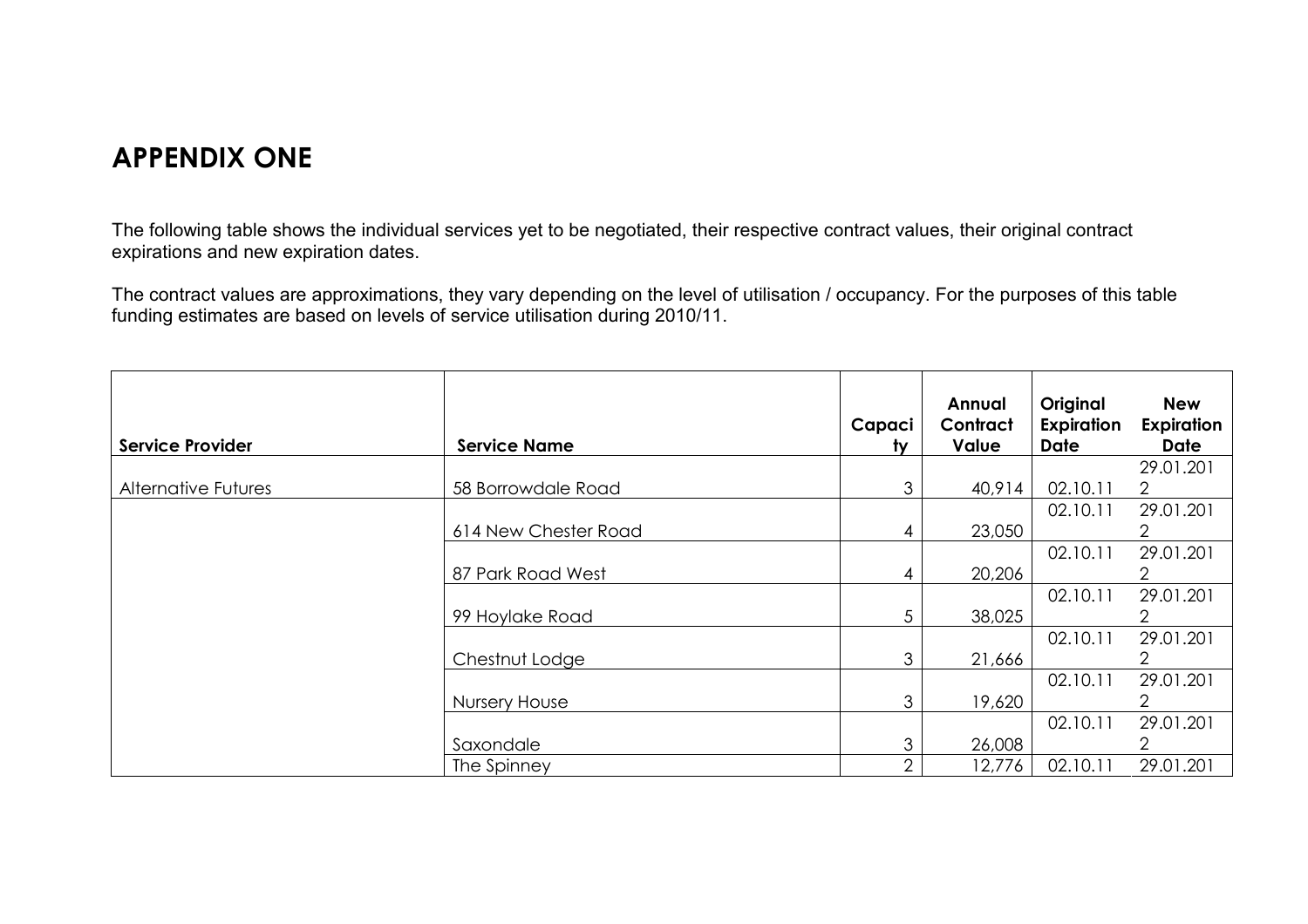## APPENDIX ONE

The following table shows the individual services yet to be negotiated, their respective contract values, their original contract expirations and new expiration dates.

The contract values are approximations, they vary depending on the level of utilisation / occupancy. For the purposes of this table funding estimates are based on levels of service utilisation during 2010/11.

| Service Provider | Service Name | Capacity | Annual Contract Value | Original Expiration Date | New Expiration Date |
|---|---|---|---|---|---|
| Alternative Futures | 58 Borrowdale Road | 3 | 40,914 | 02.10.11 | 29.01.2012 |
| | 614 New Chester Road | 4 | 23,050 | 02.10.11 | 29.01.2012 |
| | 87 Park Road West | 4 | 20,206 | 02.10.11 | 29.01.2012 |
| | 99 Hoylake Road | 5 | 38,025 | 02.10.11 | 29.01.2012 |
| | Chestnut Lodge | 3 | 21,666 | 02.10.11 | 29.01.2012 |
| | Nursery House | 3 | 19,620 | 02.10.11 | 29.01.2012 |
| | Saxondale | 3 | 26,008 | 02.10.11 | 29.01.2012 |
| | The Spinney | 2 | 12,776 | 02.10.11 | 29.01.201 |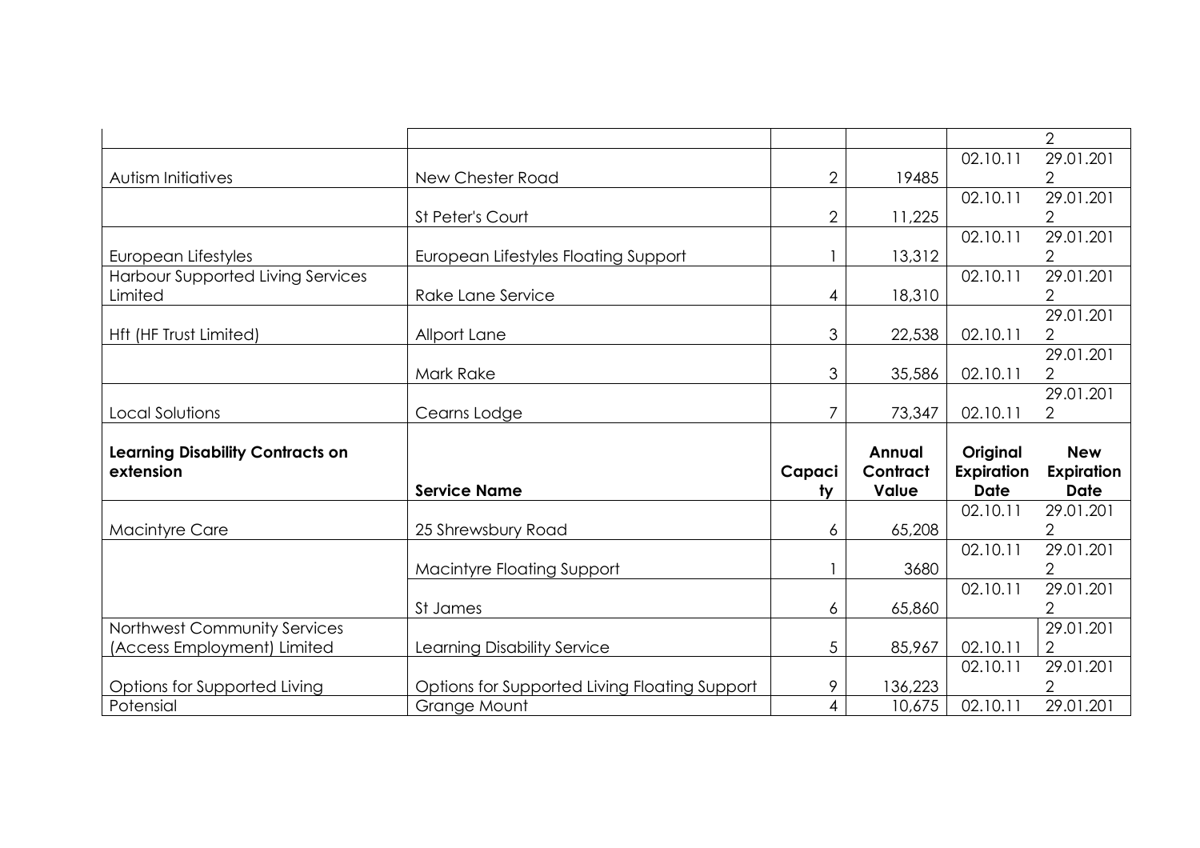| | | | | | |
|---|---|---|---|---|---|
| | | | | | 2 |
| Autism Initiatives | New Chester Road | 2 | 19485 | 02.10.11 | 29.01.2012 |
| | St Peter's Court | 2 | 11,225 | 02.10.11 | 29.01.2012 |
| European Lifestyles | European Lifestyles Floating Support | 1 | 13,312 | 02.10.11 | 29.01.2012 |
| Harbour Supported Living Services Limited | Rake Lane Service | 4 | 18,310 | 02.10.11 | 29.01.2012 |
| Hft (HF Trust Limited) | Allport Lane | 3 | 22,538 | 02.10.11 | 29.01.2012 |
| | Mark Rake | 3 | 35,586 | 02.10.11 | 29.01.2012 |
| Local Solutions | Cearns Lodge | 7 | 73,347 | 02.10.11 | 29.01.2012 |
| **Learning Disability Contracts on extension** | **Service Name** | **Capacity** | **Annual Contract Value** | **Original Expiration Date** | **New Expiration Date** |
| Macintyre Care | 25 Shrewsbury Road | 6 | 65,208 | 02.10.11 | 29.01.2012 |
| | Macintyre Floating Support | 1 | 3680 | 02.10.11 | 29.01.2012 |
| | St James | 6 | 65,860 | 02.10.11 | 29.01.2012 |
| Northwest Community Services (Access Employment) Limited | Learning Disability Service | 5 | 85,967 | 02.10.11 | 29.01.2012 |
| Options for Supported Living | Options for Supported Living Floating Support | 9 | 136,223 | 02.10.11 | 29.01.2012 |
| Potensial | Grange Mount | 4 | 10,675 | 02.10.11 | 29.01.201 |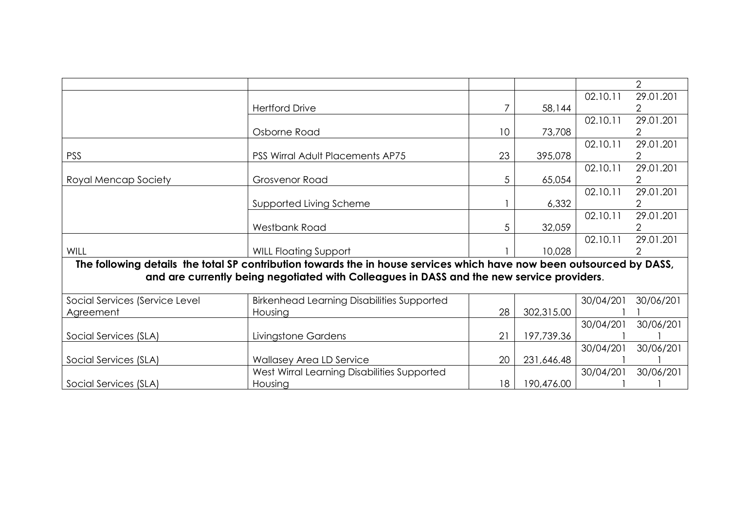| | | | | | |
|---|---|---|---|---|---|
| | | | | | 2 |
| | Hertford Drive | 7 | 58,144 | 02.10.11 | 29.01.2012 |
| | Osborne Road | 10 | 73,708 | 02.10.11 | 29.01.2012 |
| PSS | PSS Wirral Adult Placements AP75 | 23 | 395,078 | 02.10.11 | 29.01.2012 |
| Royal Mencap Society | Grosvenor Road | 5 | 65,054 | 02.10.11 | 29.01.2012 |
| | Supported Living Scheme | 1 | 6,332 | 02.10.11 | 29.01.2012 |
| | Westbank Road | 5 | 32,059 | 02.10.11 | 29.01.2012 |
| WILL | WILL Floating Support | 1 | 10,028 | 02.10.11 | 29.01.2012 |
| **The following details the total SP contribution towards the in house services which have now been outsourced by DASS, and are currently being negotiated with Colleagues in DASS and the new service providers.** | | | | | |
| Social Services (Service Level Agreement | Birkenhead Learning Disabilities Supported Housing | 28 | 302,315.00 | 30/04/2011 | 30/06/2011 |
| Social Services (SLA) | Livingstone Gardens | 21 | 197,739.36 | 30/04/2011 | 30/06/2011 |
| Social Services (SLA) | Wallasey Area LD Service | 20 | 231,646.48 | 30/04/2011 | 30/06/2011 |
| Social Services (SLA) | West Wirral Learning Disabilities Supported Housing | 18 | 190,476.00 | 30/04/2011 | 30/06/2011 |